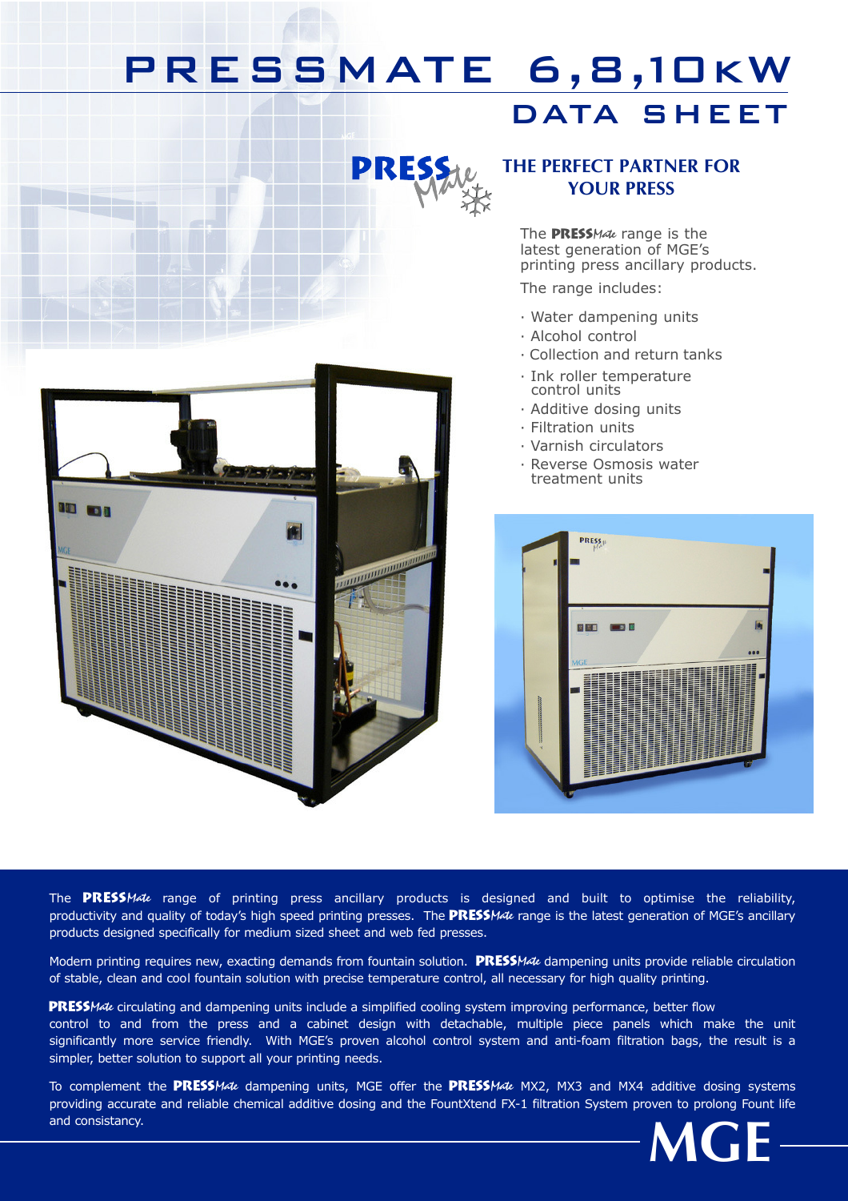# PRESSMATE 6,8,10kW

## DATA SHEET

### THE PERFECT PARTNER FOR YOUR PRESS

The **PRESS***Mate* range is the latest generation of MGE's printing press ancillary products.

The range includes:

- Water dampening units
- Alcohol control
- Collection and return tanks
- Ink roller temperature control units
- Additive dosing units
- Filtration units
- Varnish circulators
- Reverse Osmosis water treatment units

The **PRESS***Mate* range of printing press ancillary products is designed and built to optimise the reliability, productivity and quality of today's high speed printing presses. The **PRESS***Mate* range is the latest generation of MGE's ancillary products designed specifically for medium sized sheet and web fed presses.

Modern printing requires new, exacting demands from fountain solution. **PRESS***Mate* dampening units provide reliable circulation of stable, clean and cool fountain solution with precise temperature control, all necessary for high quality printing.

**PRESS***Mate* circulating and dampening units include a simplified cooling system improving performance, better flow control to and from the press and a cabinet design with detachable, multiple piece panels which make the unit significantly more service friendly. With MGE's proven alcohol control system and anti-foam filtration bags, the result is a simpler, better solution to support all your printing needs.

To complement the **PRESS***Mate* dampening units, MGE offer the **PRESS***Mate* MX2, MX3 and MX4 additive dosing systems providing accurate and reliable chemical additive dosing and the FountXtend FX-1 filtration System proven to prolong Fount life and consistancy.

MGE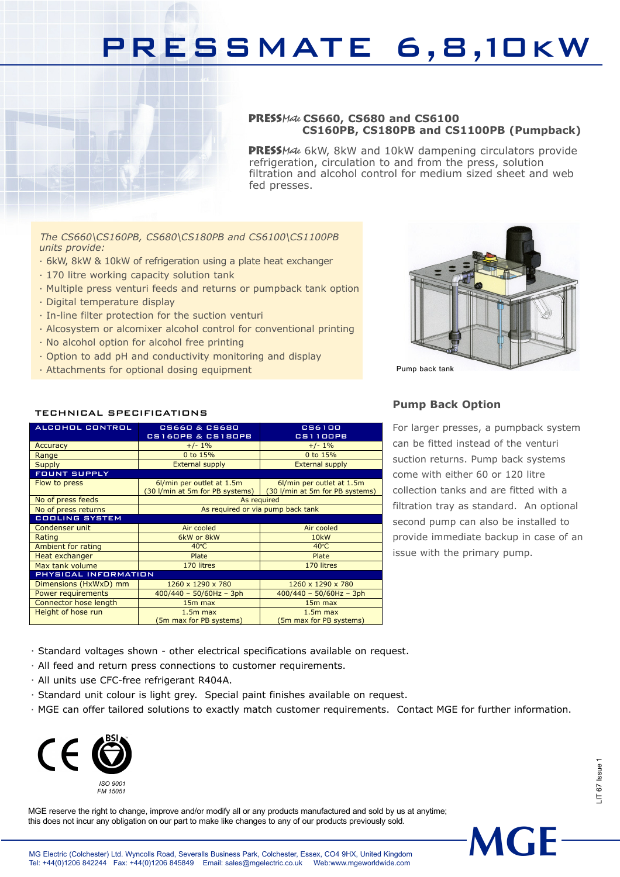// PRESSMATE 6,8,10kW

**PRESSMate CS660, CS680 and CS6100**
**CS160PB, CS180PB and CS1100PB (Pumpback)**

PRESSMate 6kW, 8kW and 10kW dampening circulators provide refrigeration, circulation to and from the press, solution filtration and alcohol control for medium sized sheet and web fed presses.

*The CS660\CS160PB, CS680\CS180PB and CS6100\CS1100PB units provide:*

- 6kW, 8kW & 10kW of refrigeration using a plate heat exchanger
- 170 litre working capacity solution tank
- Multiple press venturi feeds and returns or pumpback tank option
- Digital temperature display
- In-line filter protection for the suction venturi
- Alcosystem or alcomixer alcohol control for conventional printing
- No alcohol option for alcohol free printing
- Option to add pH and conductivity monitoring and display
- Attachments for optional dosing equipment

Pump back tank

## TECHNICAL SPECIFICATIONS

| ALCOHOL CONTROL | CS660 & CS680 CS160PB & CS180PB | CS6100 CS1100PB |
|---|---|---|
| Accuracy | +/- 1% | +/- 1% |
| Range | 0 to 15% | 0 to 15% |
| Supply | External supply | External supply |
| **FOUNT SUPPLY** | | |
| Flow to press | 6l/min per outlet at 1.5m (30 l/min at 5m for PB systems) | 6l/min per outlet at 1.5m (30 l/min at 5m for PB systems) |
| No of press feeds | As required | As required |
| No of press returns | As required or via pump back tank | As required or via pump back tank |
| **COOLING SYSTEM** | | |
| Condenser unit | Air cooled | Air cooled |
| Rating | 6kW or 8kW | 10kW |
| Ambient for rating | 40°C | 40°C |
| Heat exchanger | Plate | Plate |
| Max tank volume | 170 litres | 170 litres |
| **PHYSICAL INFORMATION** | | |
| Dimensions (HxWxD) mm | 1260 x 1290 x 780 | 1260 x 1290 x 780 |
| Power requirements | 400/440 – 50/60Hz – 3ph | 400/440 – 50/60Hz – 3ph |
| Connector hose length | 15m max | 15m max |
| Height of hose run | 1.5m max (5m max for PB systems) | 1.5m max (5m max for PB systems) |

## Pump Back Option

For larger presses, a pumpback system can be fitted instead of the venturi suction returns. Pump back systems come with either 60 or 120 litre collection tanks and are fitted with a filtration tray as standard. An optional second pump can also be installed to provide immediate backup in case of an issue with the primary pump.

- Standard voltages shown - other electrical specifications available on request.
- All feed and return press connections to customer requirements.
- All units use CFC-free refrigerant R404A.
- Standard unit colour is light grey. Special paint finishes available on request.
- MGE can offer tailored solutions to exactly match customer requirements. Contact MGE for further information.

ISO 9001
FM 15051

LIT 67 Issue 1

MGE reserve the right to change, improve and/or modify all or any products manufactured and sold by us at anytime; this does not incur any obligation on our part to make like changes to any of our products previously sold.

MGE

MG Electric (Colchester) Ltd. Wyncolls Road, Severalls Business Park, Colchester, Essex, CO4 9HX, United Kingdom
Tel: +44(0)1206 842244 Fax: +44(0)1206 845849 Email: sales@mgelectric.co.uk Web:www.mgeworldwide.com